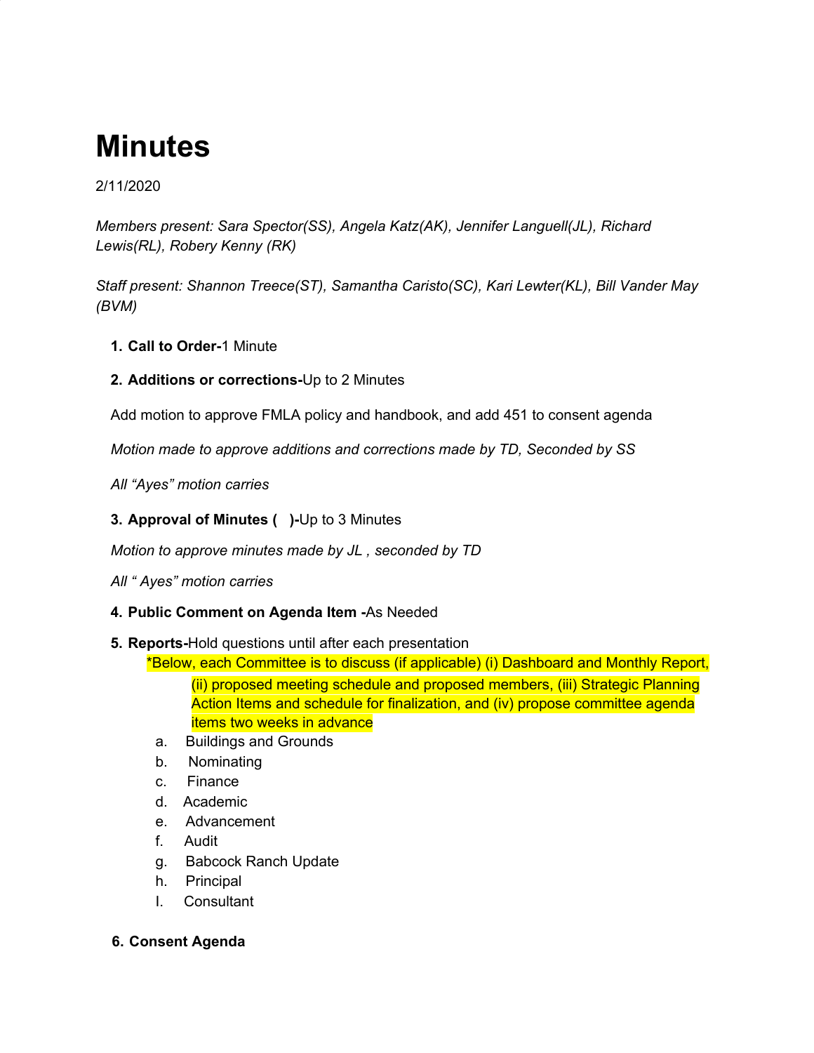# Minutes

2/11/2020

*Members present: Sara Spector(SS), Angela Katz(AK), Jennifer Languell(JL), Richard Lewis(RL), Robery Kenny (RK)*

*Staff present: Shannon Treece(ST), Samantha Caristo(SC), Kari Lewter(KL), Bill Vander May (BVM)*

1. **Call to Order-**1 Minute

2. **Additions or corrections-**Up to 2 Minutes

   Add motion to approve FMLA policy and handbook, and add 451 to consent agenda

   *Motion made to approve additions and corrections made by TD, Seconded by SS*

   *All "Ayes" motion carries*

3. **Approval of Minutes (   )-**Up to 3 Minutes

   *Motion to approve minutes made by JL , seconded by TD*

   *All " Ayes" motion carries*

4. **Public Comment on Agenda Item -**As Needed

5. **Reports-**Hold questions until after each presentation

   *Below, each Committee is to discuss (if applicable) (i) Dashboard and Monthly Report, (ii) proposed meeting schedule and proposed members, (iii) Strategic Planning Action Items and schedule for finalization, and (iv) propose committee agenda items two weeks in advance

   a. Buildings and Grounds
   b. Nominating
   c. Finance
   d. Academic
   e. Advancement
   f. Audit
   g. Babcock Ranch Update
   h. Principal
   I. Consultant

6. **Consent Agenda**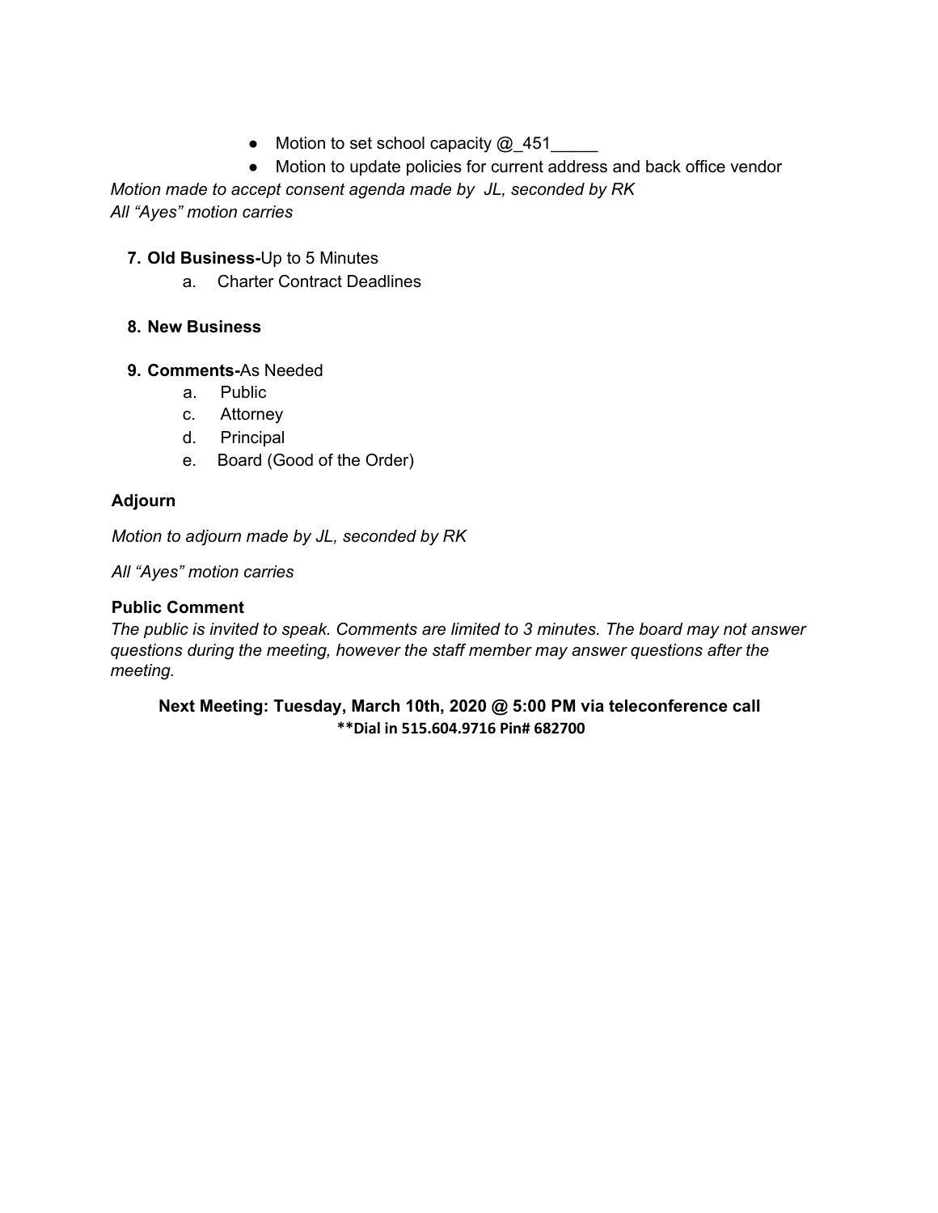- Motion to set school capacity @_451_____
- Motion to update policies for current address and back office vendor

*Motion made to accept consent agenda made by JL, seconded by RK*
*All "Ayes" motion carries*

7. **Old Business-**Up to 5 Minutes
   a. Charter Contract Deadlines

8. **New Business**

9. **Comments-**As Needed
   a. Public
   c. Attorney
   d. Principal
   e. Board (Good of the Order)

**Adjourn**

*Motion to adjourn made by JL, seconded by RK*

*All "Ayes" motion carries*

**Public Comment**
*The public is invited to speak. Comments are limited to 3 minutes. The board may not answer questions during the meeting, however the staff member may answer questions after the meeting.*

**Next Meeting: Tuesday, March 10th, 2020 @ 5:00 PM via teleconference call**
**\*\*Dial in 515.604.9716 Pin# 682700**